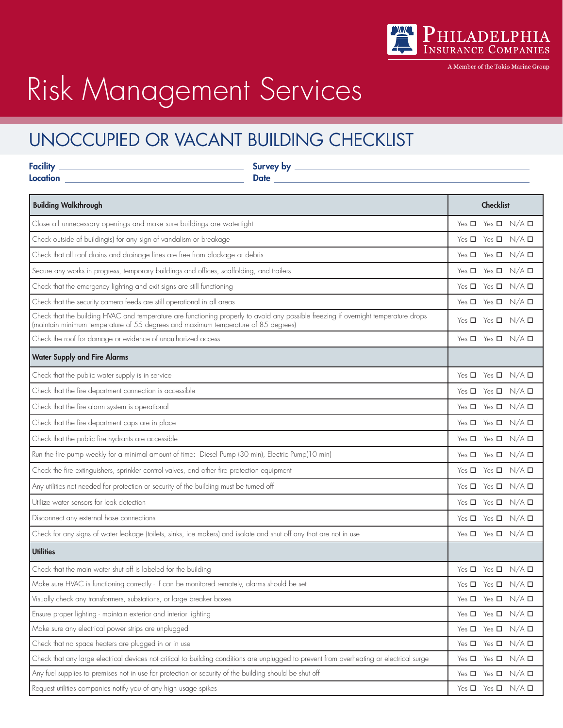Philadelphia Insurance Companies

A Member of the Tokio Marine Group

# Risk Management Services

## UNOCCUPIED OR VACANT BUILDING CHECKLIST

**Facility** \_\_\_\_\_\_\_\_\_\_\_\_\_\_\_\_\_\_\_\_ **Survey by** \_\_\_\_\_\_\_\_\_\_\_\_\_\_\_\_\_\_\_\_

**Location** \_\_\_\_\_\_\_\_\_\_\_\_\_\_\_\_\_\_\_\_ **Date** \_\_\_\_\_\_\_\_\_\_\_\_\_\_\_\_\_\_\_\_

| **Building Walkthrough** | **Checklist** |
|---|---|
| Close all unnecessary openings and make sure buildings are watertight | Yes ☐ Yes ☐ N/A ☐ |
| Check outside of building(s) for any sign of vandalism or breakage | Yes ☐ Yes ☐ N/A ☐ |
| Check that all roof drains and drainage lines are free from blockage or debris | Yes ☐ Yes ☐ N/A ☐ |
| Secure any works in progress, temporary buildings and offices, scaffolding, and trailers | Yes ☐ Yes ☐ N/A ☐ |
| Check that the emergency lighting and exit signs are still functioning | Yes ☐ Yes ☐ N/A ☐ |
| Check that the security camera feeds are still operational in all areas | Yes ☐ Yes ☐ N/A ☐ |
| Check that the building HVAC and temperature are functioning properly to avoid any possible freezing if overnight temperature drops (maintain minimum temperature of 55 degrees and maximum temperature of 85 degrees) | Yes ☐ Yes ☐ N/A ☐ |
| Check the roof for damage or evidence of unauthorized access | Yes ☐ Yes ☐ N/A ☐ |
| **Water Supply and Fire Alarms** | |
| Check that the public water supply is in service | Yes ☐ Yes ☐ N/A ☐ |
| Check that the fire department connection is accessible | Yes ☐ Yes ☐ N/A ☐ |
| Check that the fire alarm system is operational | Yes ☐ Yes ☐ N/A ☐ |
| Check that the fire department caps are in place | Yes ☐ Yes ☐ N/A ☐ |
| Check that the public fire hydrants are accessible | Yes ☐ Yes ☐ N/A ☐ |
| Run the fire pump weekly for a minimal amount of time: Diesel Pump (30 min), Electric Pump(10 min) | Yes ☐ Yes ☐ N/A ☐ |
| Check the fire extinguishers, sprinkler control valves, and other fire protection equipment | Yes ☐ Yes ☐ N/A ☐ |
| Any utilities not needed for protection or security of the building must be turned off | Yes ☐ Yes ☐ N/A ☐ |
| Utilize water sensors for leak detection | Yes ☐ Yes ☐ N/A ☐ |
| Disconnect any external hose connections | Yes ☐ Yes ☐ N/A ☐ |
| Check for any signs of water leakage (toilets, sinks, ice makers) and isolate and shut off any that are not in use | Yes ☐ Yes ☐ N/A ☐ |
| **Utilities** | |
| Check that the main water shut off is labeled for the building | Yes ☐ Yes ☐ N/A ☐ |
| Make sure HVAC is functioning correctly - if can be monitored remotely, alarms should be set | Yes ☐ Yes ☐ N/A ☐ |
| Visually check any transformers, substations, or large breaker boxes | Yes ☐ Yes ☐ N/A ☐ |
| Ensure proper lighting - maintain exterior and interior lighting | Yes ☐ Yes ☐ N/A ☐ |
| Make sure any electrical power strips are unplugged | Yes ☐ Yes ☐ N/A ☐ |
| Check that no space heaters are plugged in or in use | Yes ☐ Yes ☐ N/A ☐ |
| Check that any large electrical devices not critical to building conditions are unplugged to prevent from overheating or electrical surge | Yes ☐ Yes ☐ N/A ☐ |
| Any fuel supplies to premises not in use for protection or security of the building should be shut off | Yes ☐ Yes ☐ N/A ☐ |
| Request utilities companies notify you of any high usage spikes | Yes ☐ Yes ☐ N/A ☐ |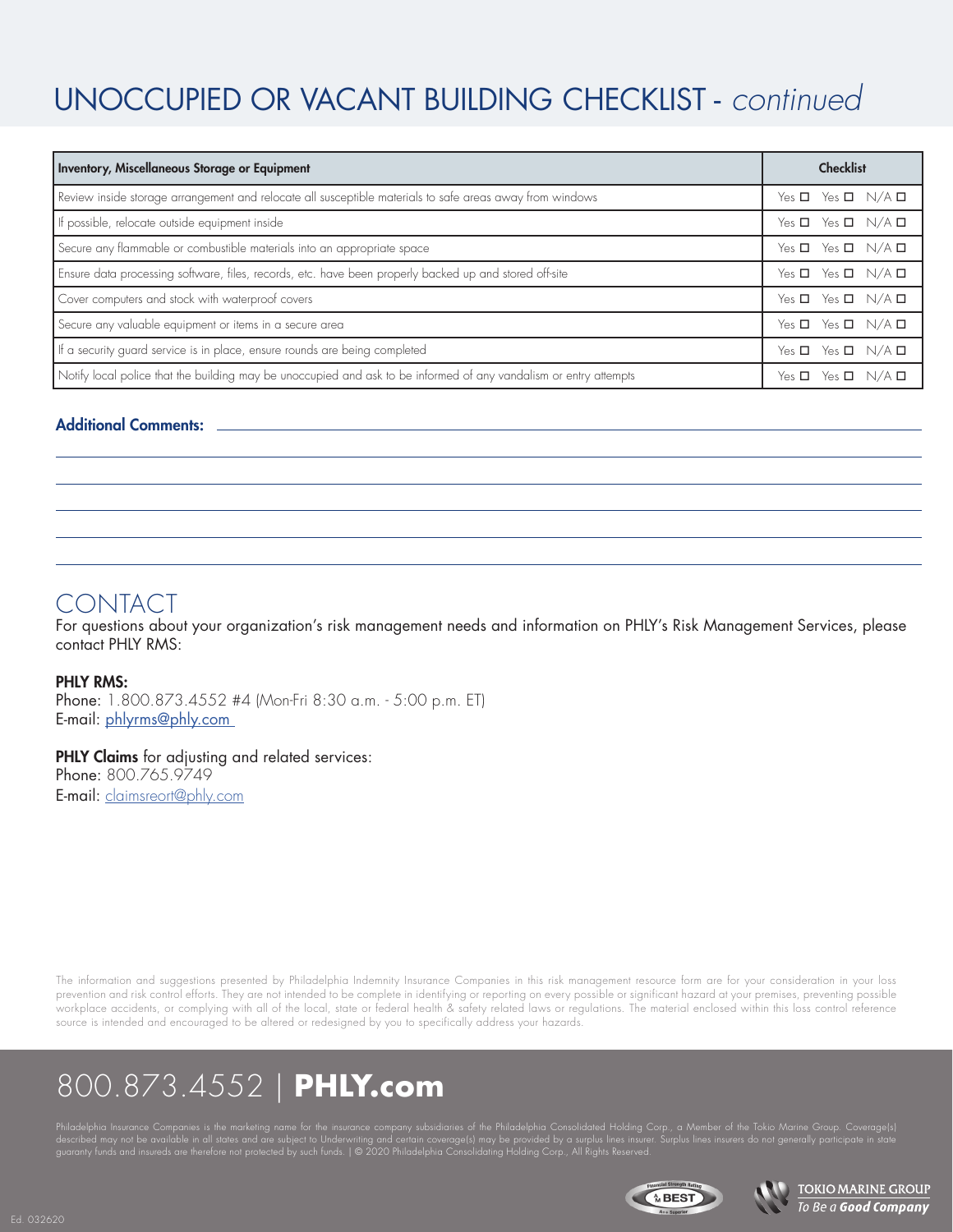# UNOCCUPIED OR VACANT BUILDING CHECKLIST - *continued*

| Inventory, Miscellaneous Storage or Equipment | Checklist |
|---|---|
| Review inside storage arrangement and relocate all susceptible materials to safe areas away from windows | Yes ☐ Yes ☐ N/A ☐ |
| If possible, relocate outside equipment inside | Yes ☐ Yes ☐ N/A ☐ |
| Secure any flammable or combustible materials into an appropriate space | Yes ☐ Yes ☐ N/A ☐ |
| Ensure data processing software, files, records, etc. have been properly backed up and stored off-site | Yes ☐ Yes ☐ N/A ☐ |
| Cover computers and stock with waterproof covers | Yes ☐ Yes ☐ N/A ☐ |
| Secure any valuable equipment or items in a secure area | Yes ☐ Yes ☐ N/A ☐ |
| If a security guard service is in place, ensure rounds are being completed | Yes ☐ Yes ☐ N/A ☐ |
| Notify local police that the building may be unoccupied and ask to be informed of any vandalism or entry attempts | Yes ☐ Yes ☐ N/A ☐ |

**Additional Comments:** ______________________________

## CONTACT

For questions about your organization's risk management needs and information on PHLY's Risk Management Services, please contact PHLY RMS:

**PHLY RMS:**
Phone: 1.800.873.4552 #4 (Mon-Fri 8:30 a.m. - 5:00 p.m. ET)
E-mail: phlyrms@phly.com

**PHLY Claims** for adjusting and related services:
Phone: 800.765.9749
E-mail: claimsreort@phly.com

The information and suggestions presented by Philadelphia Indemnity Insurance Companies in this risk management resource form are for your consideration in your loss prevention and risk control efforts. They are not intended to be complete in identifying or reporting on every possible or significant hazard at your premises, preventing possible workplace accidents, or complying with all of the local, state or federal health & safety related laws or regulations. The material enclosed within this loss control reference source is intended and encouraged to be altered or redesigned by you to specifically address your hazards.

800.873.4552 | **PHLY.com**

Philadelphia Insurance Companies is the marketing name for the insurance company subsidiaries of the Philadelphia Consolidated Holding Corp., a Member of the Tokio Marine Group. Coverage(s) described may not be available in all states and are subject to Underwriting and certain coverage(s) may be provided by a surplus lines insurer. Surplus lines insurers do not generally participate in state guaranty funds and insureds are therefore not protected by such funds. | © 2020 Philadelphia Consolidating Holding Corp., All Rights Reserved.

TOKIO MARINE GROUP
*To Be a **Good Company***

Ed. 032620